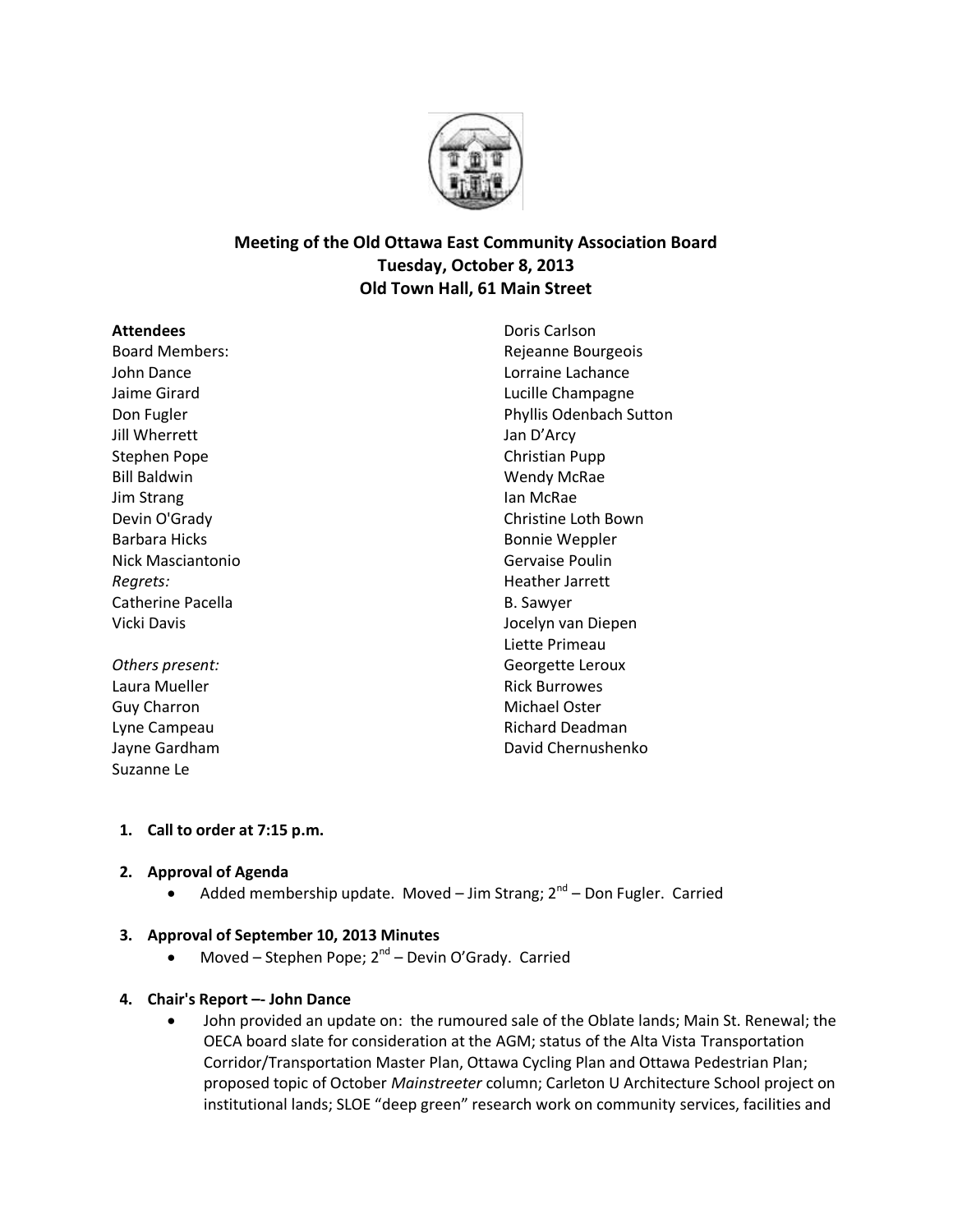**Meeting of the Old Ottawa East Community Association Board**
**Tuesday, October 8, 2013**
**Old Town Hall, 61 Main Street**

**Attendees**
Board Members:
John Dance
Jaime Girard
Don Fugler
Jill Wherrett
Stephen Pope
Bill Baldwin
Jim Strang
Devin O'Grady
Barbara Hicks
Nick Masciantonio
*Regrets:*
Catherine Pacella
Vicki Davis

*Others present:*
Laura Mueller
Guy Charron
Lyne Campeau
Jayne Gardham
Suzanne Le
Doris Carlson
Rejeanne Bourgeois
Lorraine Lachance
Lucille Champagne
Phyllis Odenbach Sutton
Jan D'Arcy
Christian Pupp
Wendy McRae
Ian McRae
Christine Loth Bown
Bonnie Weppler
Gervaise Poulin
Heather Jarrett
B. Sawyer
Jocelyn van Diepen
Liette Primeau
Georgette Leroux
Rick Burrowes
Michael Oster
Richard Deadman
David Chernushenko

1. **Call to order at 7:15 p.m.**

2. **Approval of Agenda**
   - Added membership update. Moved – Jim Strang; 2nd – Don Fugler. Carried

3. **Approval of September 10, 2013 Minutes**
   - Moved – Stephen Pope; 2nd – Devin O'Grady. Carried

4. **Chair's Report –- John Dance**
   - John provided an update on: the rumoured sale of the Oblate lands; Main St. Renewal; the OECA board slate for consideration at the AGM; status of the Alta Vista Transportation Corridor/Transportation Master Plan, Ottawa Cycling Plan and Ottawa Pedestrian Plan; proposed topic of October *Mainstreeter* column; Carleton U Architecture School project on institutional lands; SLOE "deep green" research work on community services, facilities and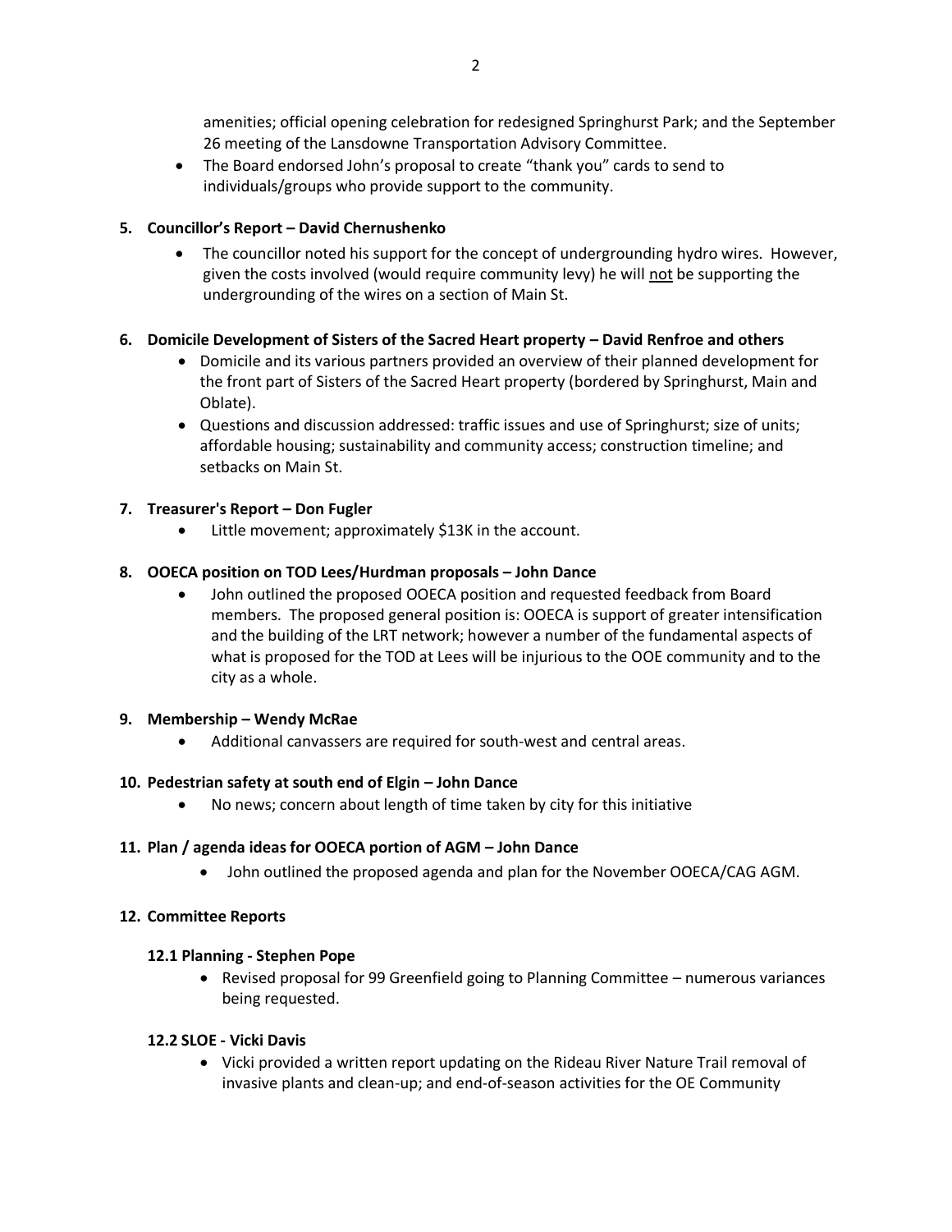amenities; official opening celebration for redesigned Springhurst Park; and the September 26 meeting of the Lansdowne Transportation Advisory Committee.

- The Board endorsed John's proposal to create "thank you" cards to send to individuals/groups who provide support to the community.

**5. Councillor's Report – David Chernushenko**

- The councillor noted his support for the concept of undergrounding hydro wires. However, given the costs involved (would require community levy) he will <u>not</u> be supporting the undergrounding of the wires on a section of Main St.

**6. Domicile Development of Sisters of the Sacred Heart property – David Renfroe and others**

- Domicile and its various partners provided an overview of their planned development for the front part of Sisters of the Sacred Heart property (bordered by Springhurst, Main and Oblate).
- Questions and discussion addressed: traffic issues and use of Springhurst; size of units; affordable housing; sustainability and community access; construction timeline; and setbacks on Main St.

**7. Treasurer's Report – Don Fugler**

- Little movement; approximately $13K in the account.

**8. OOECA position on TOD Lees/Hurdman proposals – John Dance**

- John outlined the proposed OOECA position and requested feedback from Board members. The proposed general position is: OOECA is support of greater intensification and the building of the LRT network; however a number of the fundamental aspects of what is proposed for the TOD at Lees will be injurious to the OOE community and to the city as a whole.

**9. Membership – Wendy McRae**

- Additional canvassers are required for south-west and central areas.

**10. Pedestrian safety at south end of Elgin – John Dance**

- No news; concern about length of time taken by city for this initiative

**11. Plan / agenda ideas for OOECA portion of AGM – John Dance**

- John outlined the proposed agenda and plan for the November OOECA/CAG AGM.

**12. Committee Reports**

**12.1 Planning - Stephen Pope**

- Revised proposal for 99 Greenfield going to Planning Committee – numerous variances being requested.

**12.2 SLOE - Vicki Davis**

- Vicki provided a written report updating on the Rideau River Nature Trail removal of invasive plants and clean-up; and end-of-season activities for the OE Community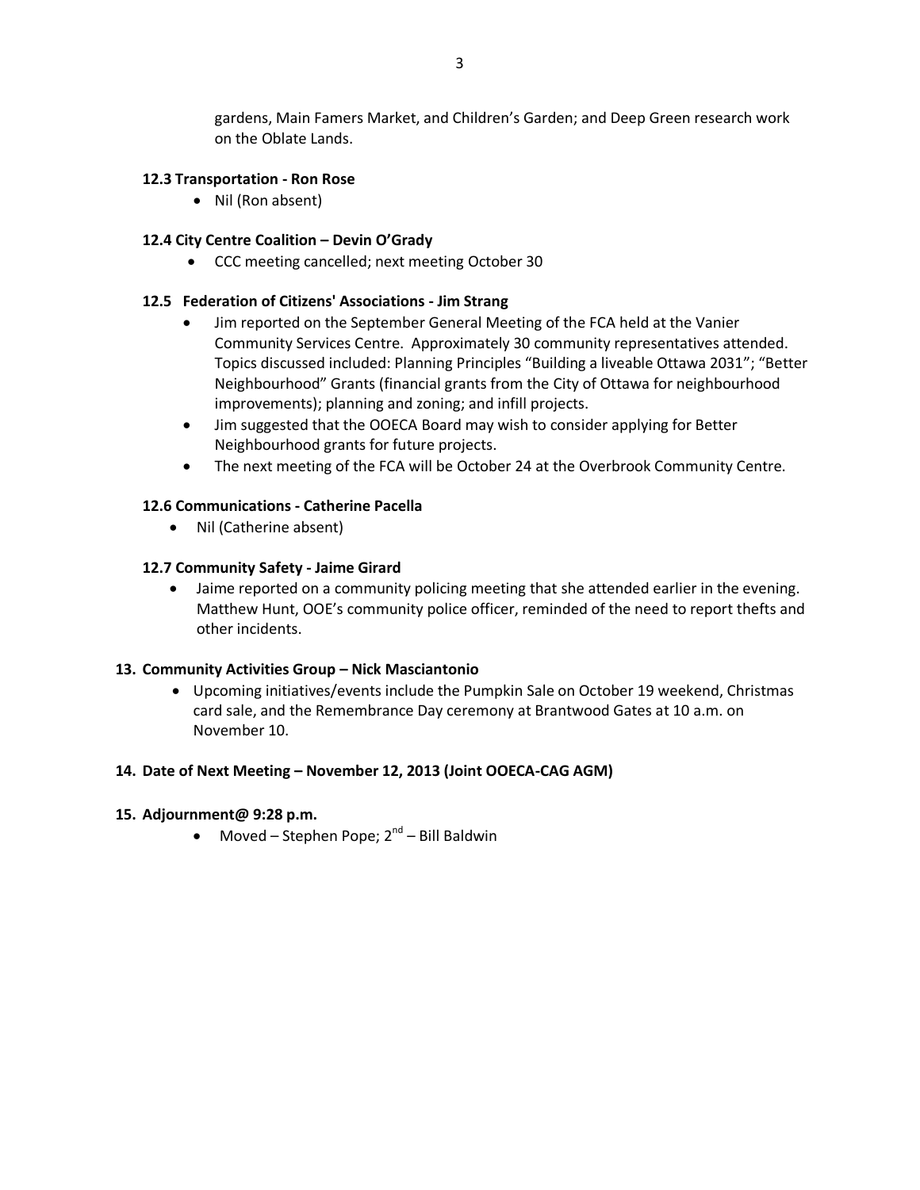gardens, Main Famers Market, and Children's Garden; and Deep Green research work on the Oblate Lands.

### 12.3 Transportation - Ron Rose

- Nil (Ron absent)

### 12.4 City Centre Coalition – Devin O'Grady

- CCC meeting cancelled; next meeting October 30

### 12.5 Federation of Citizens' Associations - Jim Strang

- Jim reported on the September General Meeting of the FCA held at the Vanier Community Services Centre. Approximately 30 community representatives attended. Topics discussed included: Planning Principles "Building a liveable Ottawa 2031"; "Better Neighbourhood" Grants (financial grants from the City of Ottawa for neighbourhood improvements); planning and zoning; and infill projects.
- Jim suggested that the OOECA Board may wish to consider applying for Better Neighbourhood grants for future projects.
- The next meeting of the FCA will be October 24 at the Overbrook Community Centre.

### 12.6 Communications - Catherine Pacella

- Nil (Catherine absent)

### 12.7 Community Safety - Jaime Girard

- Jaime reported on a community policing meeting that she attended earlier in the evening. Matthew Hunt, OOE's community police officer, reminded of the need to report thefts and other incidents.

## 13. Community Activities Group – Nick Masciantonio

- Upcoming initiatives/events include the Pumpkin Sale on October 19 weekend, Christmas card sale, and the Remembrance Day ceremony at Brantwood Gates at 10 a.m. on November 10.

## 14. Date of Next Meeting – November 12, 2013 (Joint OOECA-CAG AGM)

## 15. Adjournment@ 9:28 p.m.

- Moved – Stephen Pope; 2nd – Bill Baldwin